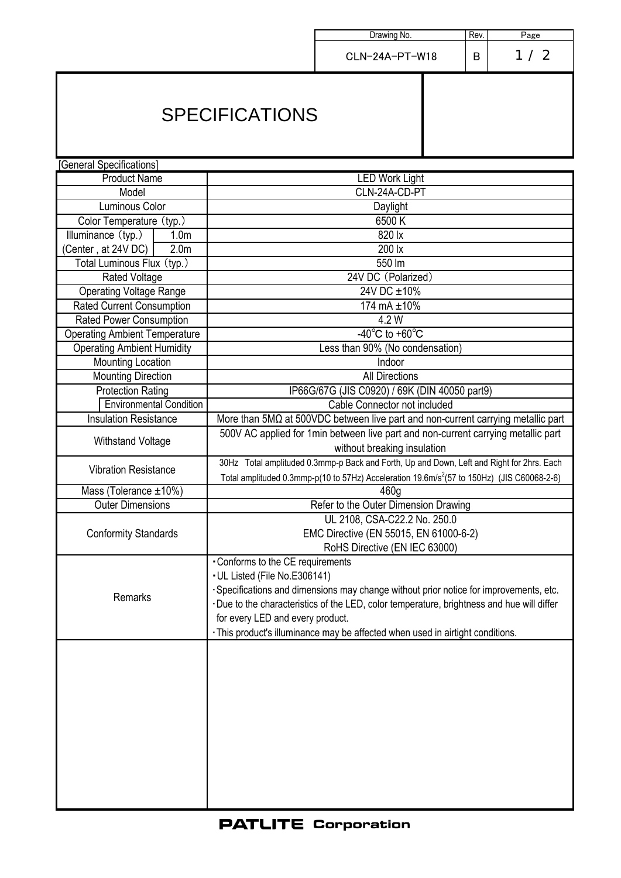| Drawing No. | Rev. |
|---|---|
| CLN-24A-PT-W18 | B |

# SPECIFICATIONS

[General Specifications]

| | | |
|---|---|---|
| Product Name | | LED Work Light |
| Model | | CLN-24A-CD-PT |
| Luminous Color | | Daylight |
| Color Temperature (typ.) | | 6500 K |
| Illuminance (typ.) | 1.0m | 820 lx |
| (Center , at 24V DC) | 2.0m | 200 lx |
| Total Luminous Flux (typ.) | | 550 lm |
| Rated Voltage | | 24V DC (Polarized) |
| Operating Voltage Range | | 24V DC ±10% |
| Rated Current Consumption | | 174 mA ±10% |
| Rated Power Consumption | | 4.2 W |
| Operating Ambient Temperature | | -40℃ to +60℃ |
| Operating Ambient Humidity | | Less than 90% (No condensation) |
| Mounting Location | | Indoor |
| Mounting Direction | | All Directions |
| Protection Rating | | IP66G/67G (JIS C0920) / 69K (DIN 40050 part9) |
| | Environmental Condition | Cable Connector not included |
| Insulation Resistance | | More than 5MΩ at 500VDC between live part and non-current carrying metallic part |
| Withstand Voltage | | 500V AC applied for 1min between live part and non-current carrying metallic part without breaking insulation |
| Vibration Resistance | | 30Hz Total amplituded 0.3mmp-p Back and Forth, Up and Down, Left and Right for 2hrs. Each Total amplituded 0.3mmp-p(10 to 57Hz) Acceleration 19.6m/s$^2$(57 to 150Hz) (JIS C60068-2-6) |
| Mass (Tolerance ±10%) | | 460g |
| Outer Dimensions | | Refer to the Outer Dimension Drawing |
| Conformity Standards | | UL 2108, CSA-C22.2 No. 250.0<br>EMC Directive (EN 55015, EN 61000-6-2)<br>RoHS Directive (EN IEC 63000) |
| Remarks | | ・Conforms to the CE requirements<br>・UL Listed (File No.E306141)<br>・Specifications and dimensions may change without prior notice for improvements, etc.<br>・Due to the characteristics of the LED, color temperature, brightness and hue will differ for every LED and every product.<br>・This product's illuminance may be affected when used in airtight conditions. |

**PATLITE Corporation**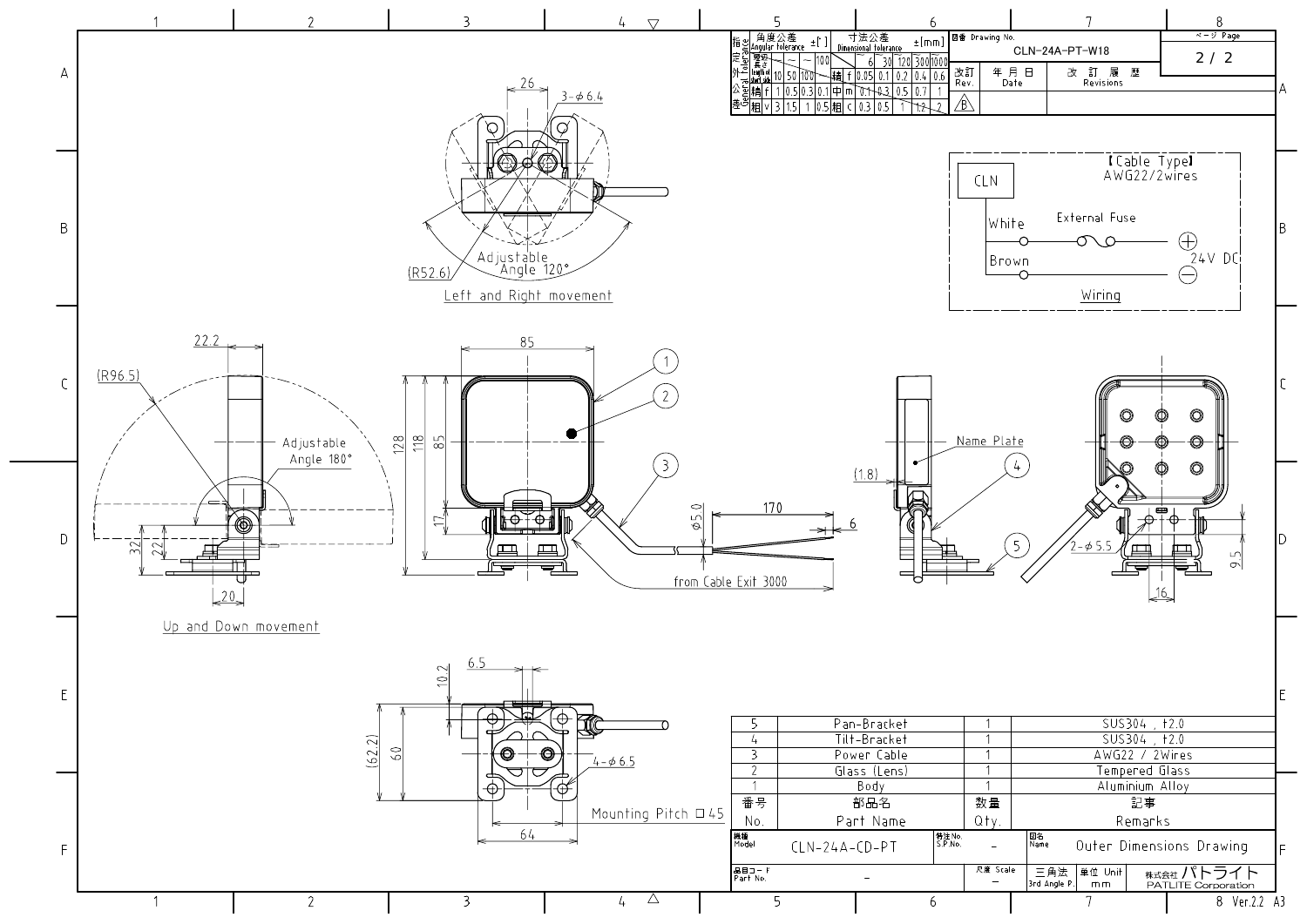| 指定外公差 General tolerance | 角度公差 Angular tolerance ±[°] | | | | 寸法公差 Dimensional tolerance ±[mm] | | | | | | |
|---|---|---|---|---|---|---|---|---|---|---|---|
| | 短辺長さ length of short side | ~10 | 10~50 | 50~100 | 100~ | | 6 | 30 | 120 | 300 | 1000 |
| 精 | f | 1 | 0.5 | 0.3 | 0.1 | 精 f | 0.05 | 0.1 | 0.2 | 0.4 | 0.6 |
| | | | | | | 中 m | 0.1 | 0.3 | 0.5 | 0.7 | 1 |
| 粗 | v | 3 | 1.5 | 1 | 0.5 | 粗 c | 0.3 | 0.5 | 1 | 1.2 | 2 |

図番 Drawing No. CLN-24A-PT-W18

ページ Page 2 / 2

| 改訂 Rev. | 年月日 Date | 改訂履歴 Revisions |
|---|---|---|
| A | | |

3-φ6.4

26

(R52.6)

Adjustable Angle 120°

Left and Right movement

【Cable Type】 AWG22/2wires

CLN

White

Brown

External Fuse

24V DC

Wiring

22.2

(R96.5)

Adjustable Angle 180°

32

22

20

Up and Down movement

85

128

118

85

17

1

2

3

φ5.0

170

6

from Cable Exit 3000

(1.8)

Name Plate

4

5

2-φ5.5

9.5

16

6.5

10.2

(62.2)

60

4-φ6.5

64

Mounting Pitch □45

| 番号 No. | 部品名 Part Name | 数量 Qty. | 記事 Remarks |
|---|---|---|---|
| 5 | Pan-Bracket | 1 | SUS304 , t2.0 |
| 4 | Tilt-Bracket | 1 | SUS304 , t2.0 |
| 3 | Power Cable | 1 | AWG22 / 2Wires |
| 2 | Glass (Lens) | 1 | Tempered Glass |
| 1 | Body | 1 | Aluminium Alloy |

| 機種 Model | CLN-24A-CD-PT | 特注No. S.P.No. | - | 図名 Name | Outer Dimensions Drawing |
|---|---|---|---|---|---|
| 品目コード Part No. | - | 尺度 Scale | - | 三角法 3rd Angle P. / 単位 Unit mm | 株式会社パトライト PATLITE Corporation |

Ver.2.2 A3